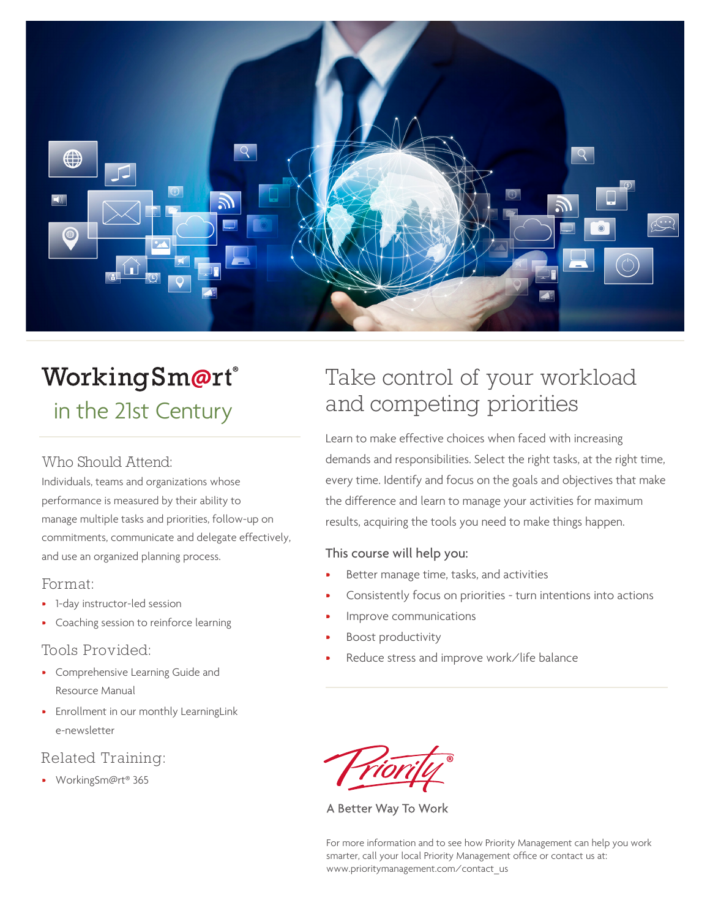# WorkingSm@rt®

## in the 21st Century

### Who Should Attend:

Individuals, teams and organizations whose performance is measured by their ability to manage multiple tasks and priorities, follow-up on commitments, communicate and delegate effectively, and use an organized planning process.

### Format:

- 1-day instructor-led session
- Coaching session to reinforce learning

### Tools Provided:

- Comprehensive Learning Guide and Resource Manual
- Enrollment in our monthly LearningLink e-newsletter

### Related Training:

- WorkingSm@rt® 365

## Take control of your workload and competing priorities

Learn to make effective choices when faced with increasing demands and responsibilities. Select the right tasks, at the right time, every time. Identify and focus on the goals and objectives that make the difference and learn to manage your activities for maximum results, acquiring the tools you need to make things happen.

### This course will help you:

- Better manage time, tasks, and activities
- Consistently focus on priorities - turn intentions into actions
- Improve communications
- Boost productivity
- Reduce stress and improve work/life balance

Priority®

A Better Way To Work

For more information and to see how Priority Management can help you work smarter, call your local Priority Management office or contact us at: www.prioritymanagement.com/contact_us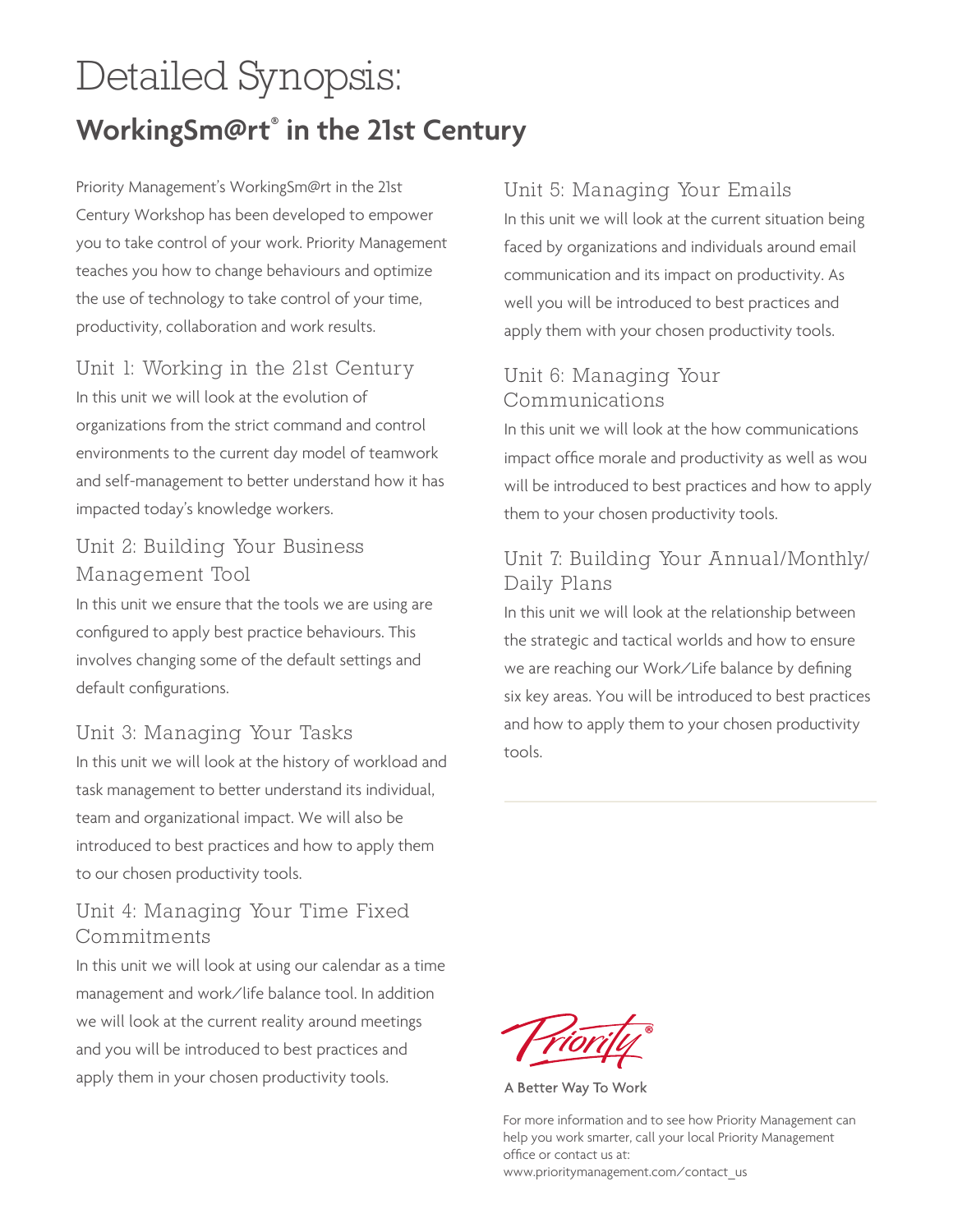# Detailed Synopsis:

## WorkingSm@rt® in the 21st Century

Priority Management's WorkingSm@rt in the 21st Century Workshop has been developed to empower you to take control of your work. Priority Management teaches you how to change behaviours and optimize the use of technology to take control of your time, productivity, collaboration and work results.

### Unit 1: Working in the 21st Century

In this unit we will look at the evolution of organizations from the strict command and control environments to the current day model of teamwork and self-management to better understand how it has impacted today's knowledge workers.

### Unit 2: Building Your Business Management Tool

In this unit we ensure that the tools we are using are configured to apply best practice behaviours. This involves changing some of the default settings and default configurations.

### Unit 3: Managing Your Tasks

In this unit we will look at the history of workload and task management to better understand its individual, team and organizational impact. We will also be introduced to best practices and how to apply them to our chosen productivity tools.

### Unit 4: Managing Your Time Fixed Commitments

In this unit we will look at using our calendar as a time management and work/life balance tool. In addition we will look at the current reality around meetings and you will be introduced to best practices and apply them in your chosen productivity tools.

### Unit 5: Managing Your Emails

In this unit we will look at the current situation being faced by organizations and individuals around email communication and its impact on productivity. As well you will be introduced to best practices and apply them with your chosen productivity tools.

### Unit 6: Managing Your Communications

In this unit we will look at the how communications impact office morale and productivity as well as wou will be introduced to best practices and how to apply them to your chosen productivity tools.

### Unit 7: Building Your Annual/Monthly/Daily Plans

In this unit we will look at the relationship between the strategic and tactical worlds and how to ensure we are reaching our Work/Life balance by defining six key areas. You will be introduced to best practices and how to apply them to your chosen productivity tools.

Priority®

**A Better Way To Work**

For more information and to see how Priority Management can help you work smarter, call your local Priority Management office or contact us at: www.prioritymanagement.com/contact_us